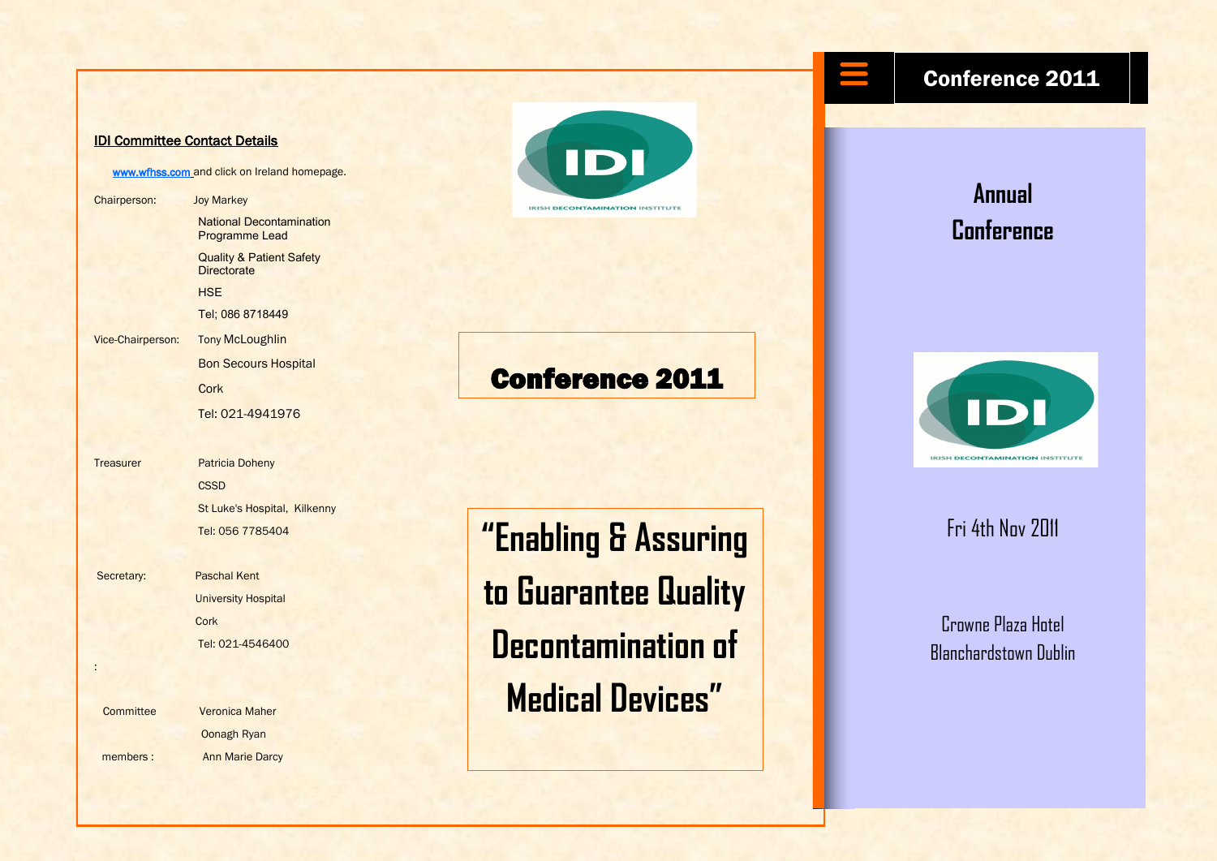## IDI Committee Contact Details

www.wfhss.com and click on Ireland homepage.

Chairperson: Joy Markey
National Decontamination Programme Lead
Quality & Patient Safety Directorate
HSE
Tel; 086 8718449

Vice-Chairperson: Tony McLoughlin
Bon Secours Hospital
Cork
Tel: 021-4941976

Treasurer: Patricia Doheny
CSSD
St Luke's Hospital, Kilkenny
Tel: 056 7785404

Secretary: Paschal Kent
University Hospital
Cork
Tel: 021-4546400

:

Committee members : Veronica Maher
Oonagh Ryan
Ann Marie Darcy

IRISH DECONTAMINATION INSTITUTE

# Conference 2011

## "Enabling & Assuring to Guarantee Quality Decontamination of Medical Devices"

# Conference 2011

## Annual Conference

IRISH DECONTAMINATION INSTITUTE

Fri 4th Nov 2011

Crowne Plaza Hotel
Blanchardstown Dublin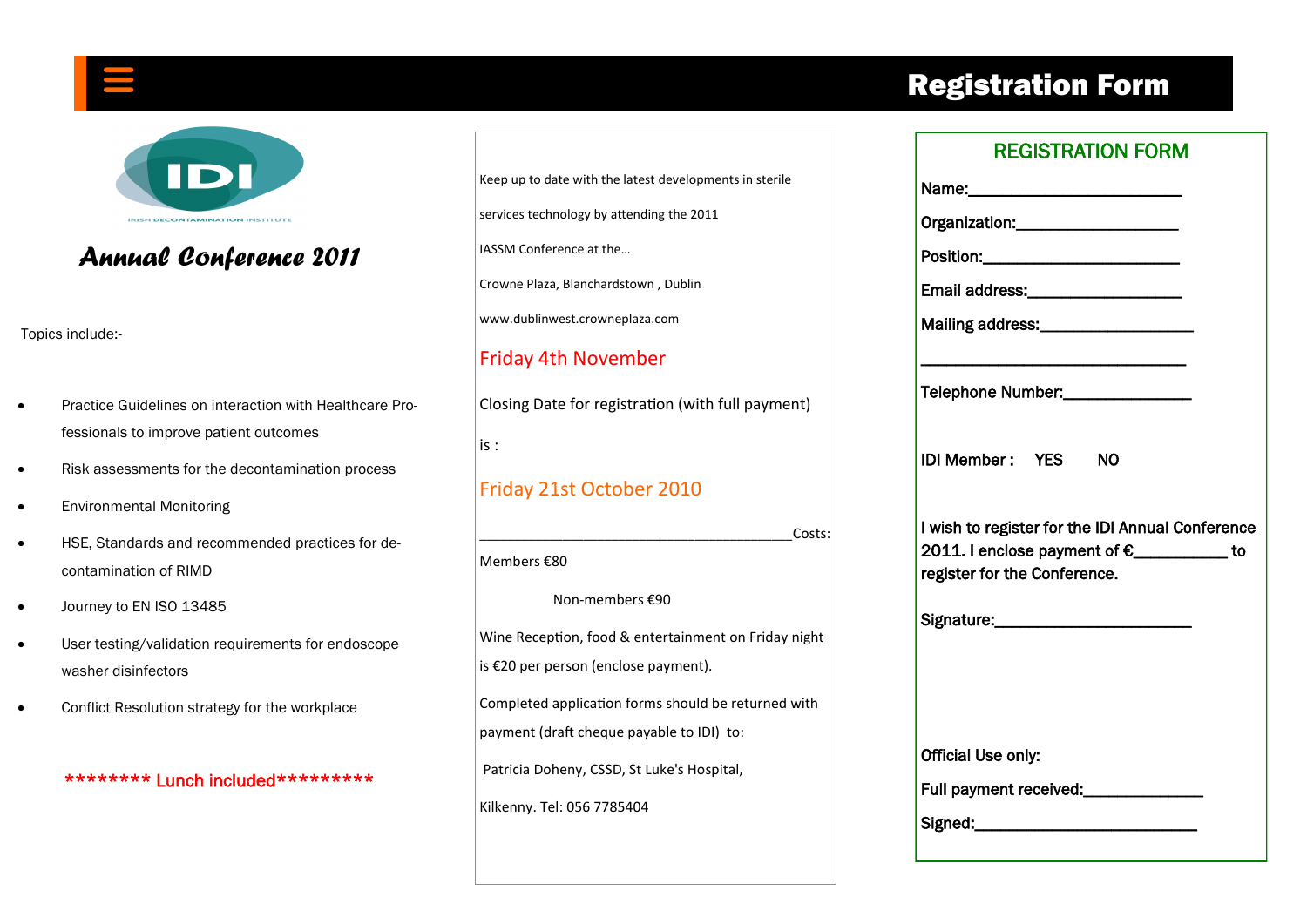# Registration Form

IDI

IRISH DECONTAMINATION INSTITUTE

## *Annual Conference 2011*

Topics include:-

- Practice Guidelines on interaction with Healthcare Professionals to improve patient outcomes
- Risk assessments for the decontamination process
- Environmental Monitoring
- HSE, Standards and recommended practices for decontamination of RIMD
- Journey to EN ISO 13485
- User testing/validation requirements for endoscope washer disinfectors
- Conflict Resolution strategy for the workplace

******** Lunch included*********

Keep up to date with the latest developments in sterile services technology by attending the 2011 IASSM Conference at the…

Crowne Plaza, Blanchardstown , Dublin

www.dublinwest.crowneplaza.com

Friday 4th November

Closing Date for registration (with full payment) is :

Friday 21st October 2010

________________________________________Costs:

Members €80

Non-members €90

Wine Reception, food & entertainment on Friday night is €20 per person (enclose payment).

Completed application forms should be returned with payment (draft cheque payable to IDI) to:

Patricia Doheny, CSSD, St Luke's Hospital, Kilkenny. Tel: 056 7785404

## REGISTRATION FORM

Name:_________________________

Organization:___________________

Position:_______________________

Email address:__________________

Mailing address:_________________

_______________________________

Telephone Number:______________

IDI Member : YES NO

I wish to register for the IDI Annual Conference 2011. I enclose payment of €__________ to register for the Conference.

Signature:______________________

Official Use only:

Full payment received:_____________

Signed:__________________________